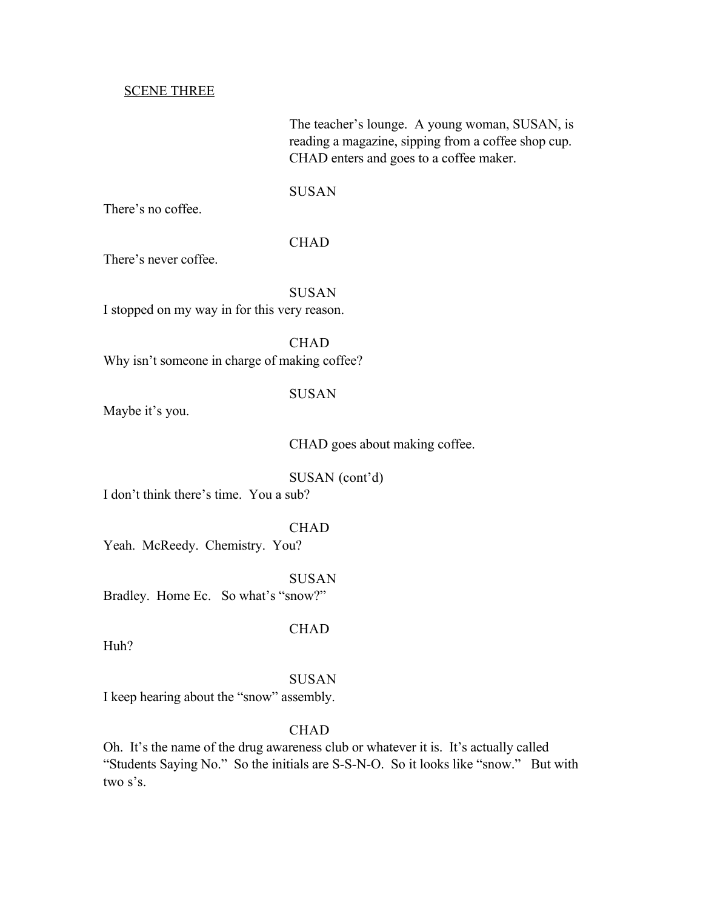SCENE THREE

The teacher's lounge. A young woman, SUSAN, is reading a magazine, sipping from a coffee shop cup. CHAD enters and goes to a coffee maker.

SUSAN

There's no coffee.

CHAD

There's never coffee.

SUSAN

I stopped on my way in for this very reason.

CHAD

Why isn't someone in charge of making coffee?

SUSAN

Maybe it's you.

CHAD goes about making coffee.

SUSAN (cont'd)

I don't think there's time. You a sub?

CHAD

Yeah. McReedy. Chemistry. You?

SUSAN

Bradley. Home Ec. So what's "snow?"

CHAD

Huh?

SUSAN

I keep hearing about the "snow" assembly.

CHAD

Oh. It's the name of the drug awareness club or whatever it is. It's actually called "Students Saying No." So the initials are S-S-N-O. So it looks like "snow." But with two s's.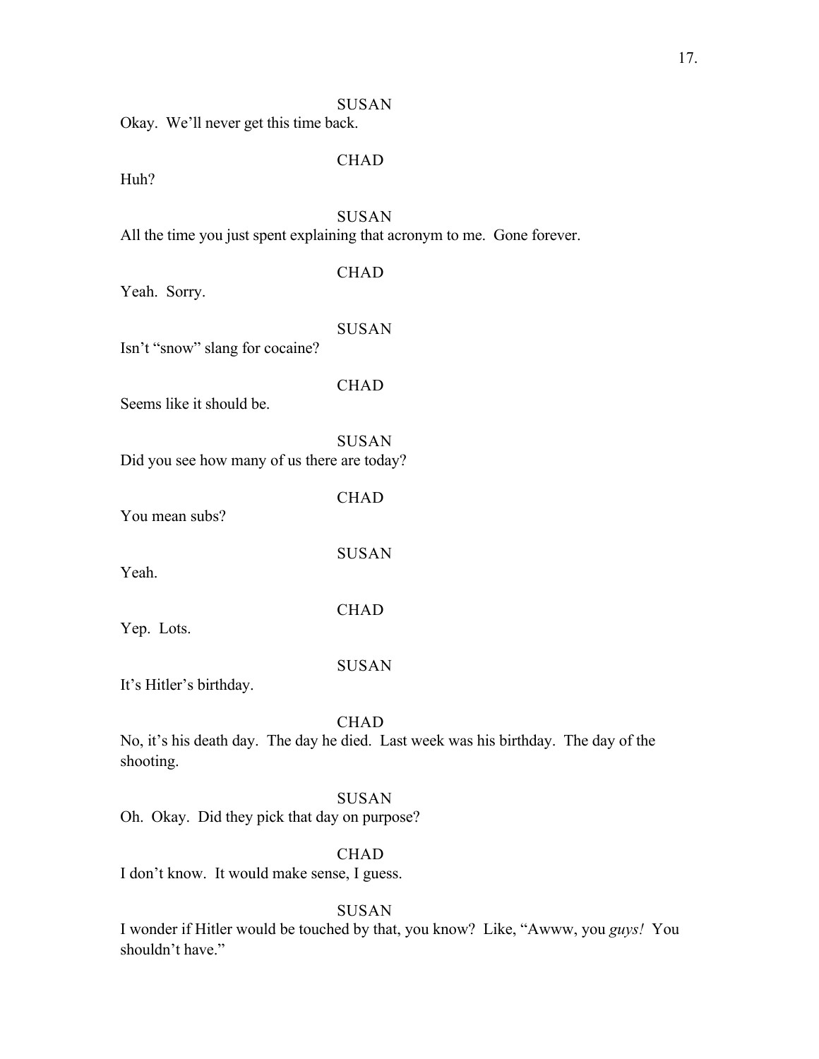SUSAN

Okay. We'll never get this time back.

CHAD

Huh?

SUSAN

All the time you just spent explaining that acronym to me. Gone forever.

CHAD

Yeah. Sorry.

SUSAN

Isn't "snow" slang for cocaine?

CHAD

Seems like it should be.

SUSAN

Did you see how many of us there are today?

CHAD

You mean subs?

SUSAN

Yeah.

CHAD

Yep. Lots.

SUSAN

It's Hitler's birthday.

CHAD

No, it's his death day. The day he died. Last week was his birthday. The day of the shooting.

SUSAN

Oh. Okay. Did they pick that day on purpose?

CHAD

I don't know. It would make sense, I guess.

SUSAN

I wonder if Hitler would be touched by that, you know? Like, "Awww, you *guys!* You shouldn't have."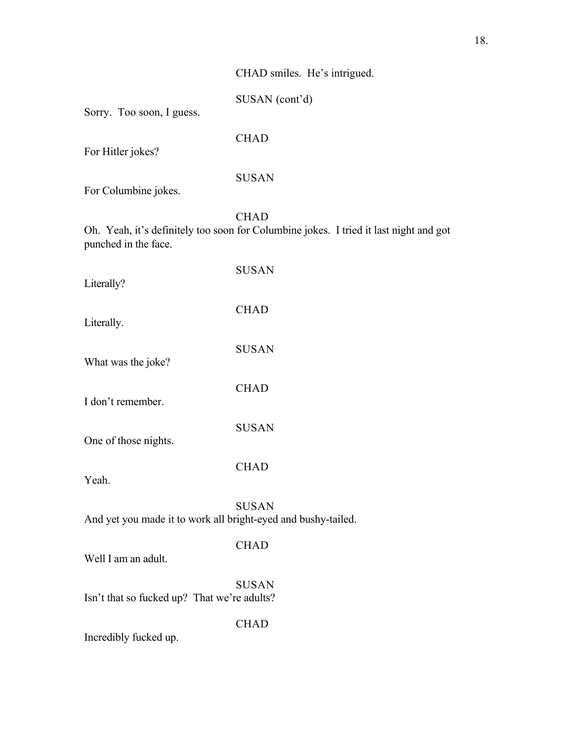CHAD smiles. He's intrigued.

SUSAN (cont'd)
Sorry. Too soon, I guess.

CHAD
For Hitler jokes?

SUSAN
For Columbine jokes.

CHAD
Oh. Yeah, it's definitely too soon for Columbine jokes. I tried it last night and got punched in the face.

SUSAN
Literally?

CHAD
Literally.

SUSAN
What was the joke?

CHAD
I don't remember.

SUSAN
One of those nights.

CHAD
Yeah.

SUSAN
And yet you made it to work all bright-eyed and bushy-tailed.

CHAD
Well I am an adult.

SUSAN
Isn't that so fucked up? That we're adults?

CHAD
Incredibly fucked up.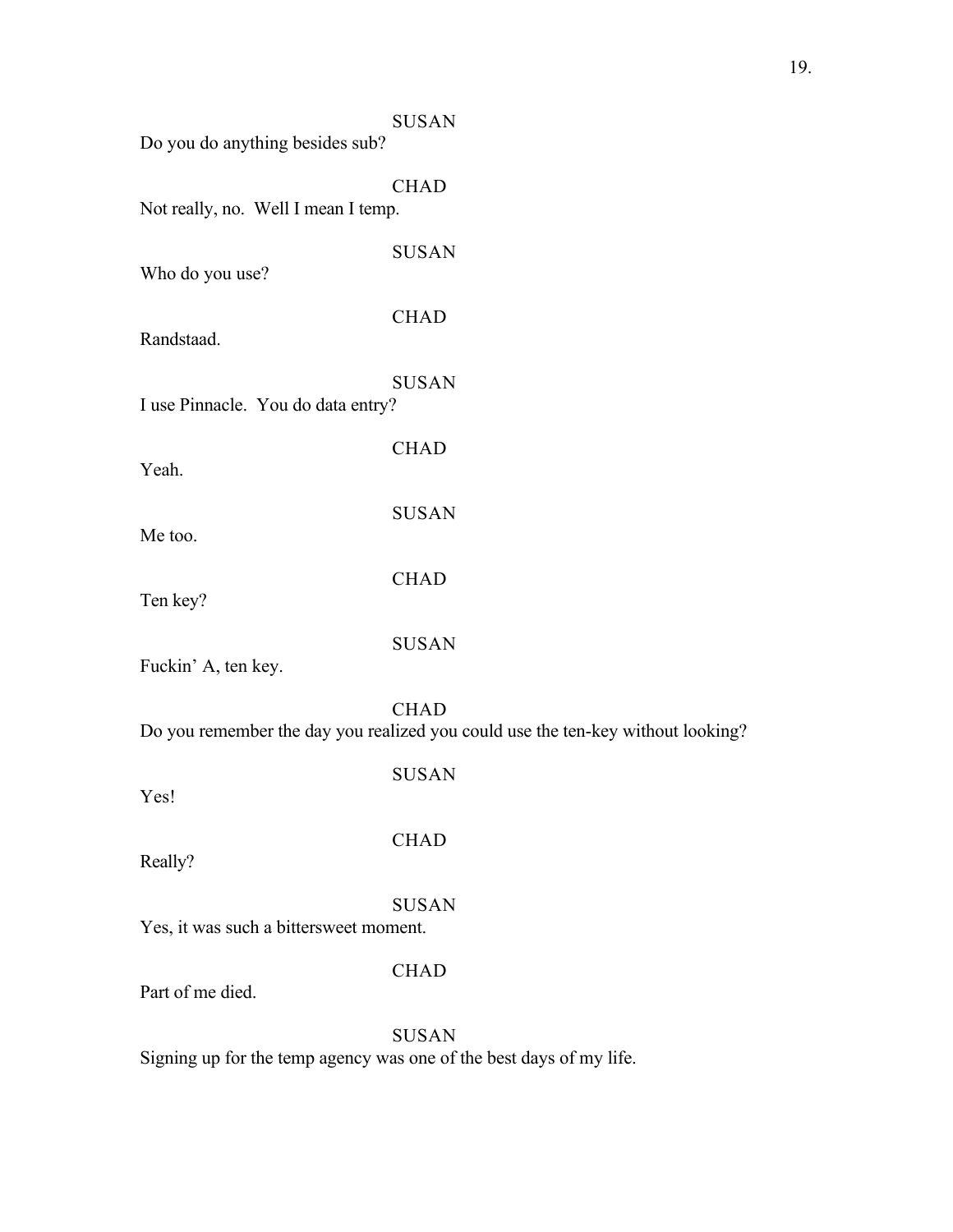SUSAN

Do you do anything besides sub?

CHAD

Not really, no. Well I mean I temp.

SUSAN

Who do you use?

CHAD

Randstaad.

SUSAN

I use Pinnacle. You do data entry?

CHAD

Yeah.

SUSAN

Me too.

CHAD

Ten key?

SUSAN

Fuckin' A, ten key.

CHAD

Do you remember the day you realized you could use the ten-key without looking?

SUSAN

Yes!

CHAD

Really?

SUSAN

Yes, it was such a bittersweet moment.

CHAD

Part of me died.

SUSAN

Signing up for the temp agency was one of the best days of my life.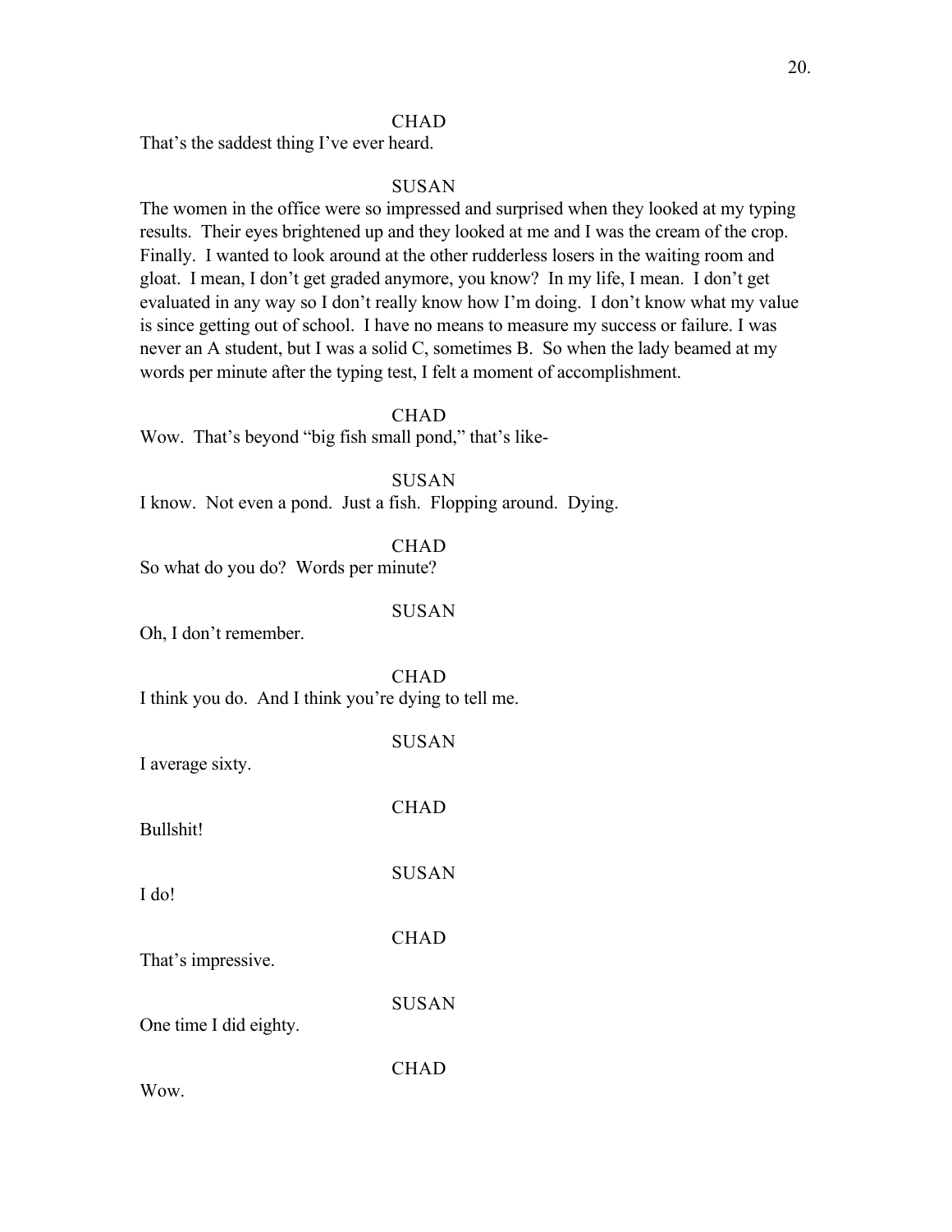CHAD

That's the saddest thing I've ever heard.

SUSAN

The women in the office were so impressed and surprised when they looked at my typing results. Their eyes brightened up and they looked at me and I was the cream of the crop. Finally. I wanted to look around at the other rudderless losers in the waiting room and gloat. I mean, I don't get graded anymore, you know? In my life, I mean. I don't get evaluated in any way so I don't really know how I'm doing. I don't know what my value is since getting out of school. I have no means to measure my success or failure. I was never an A student, but I was a solid C, sometimes B. So when the lady beamed at my words per minute after the typing test, I felt a moment of accomplishment.

CHAD

Wow. That's beyond "big fish small pond," that's like-

SUSAN

I know. Not even a pond. Just a fish. Flopping around. Dying.

CHAD

So what do you do? Words per minute?

SUSAN

Oh, I don't remember.

CHAD

I think you do. And I think you're dying to tell me.

SUSAN

I average sixty.

CHAD

Bullshit!

SUSAN

I do!

CHAD

That's impressive.

SUSAN

One time I did eighty.

CHAD

Wow.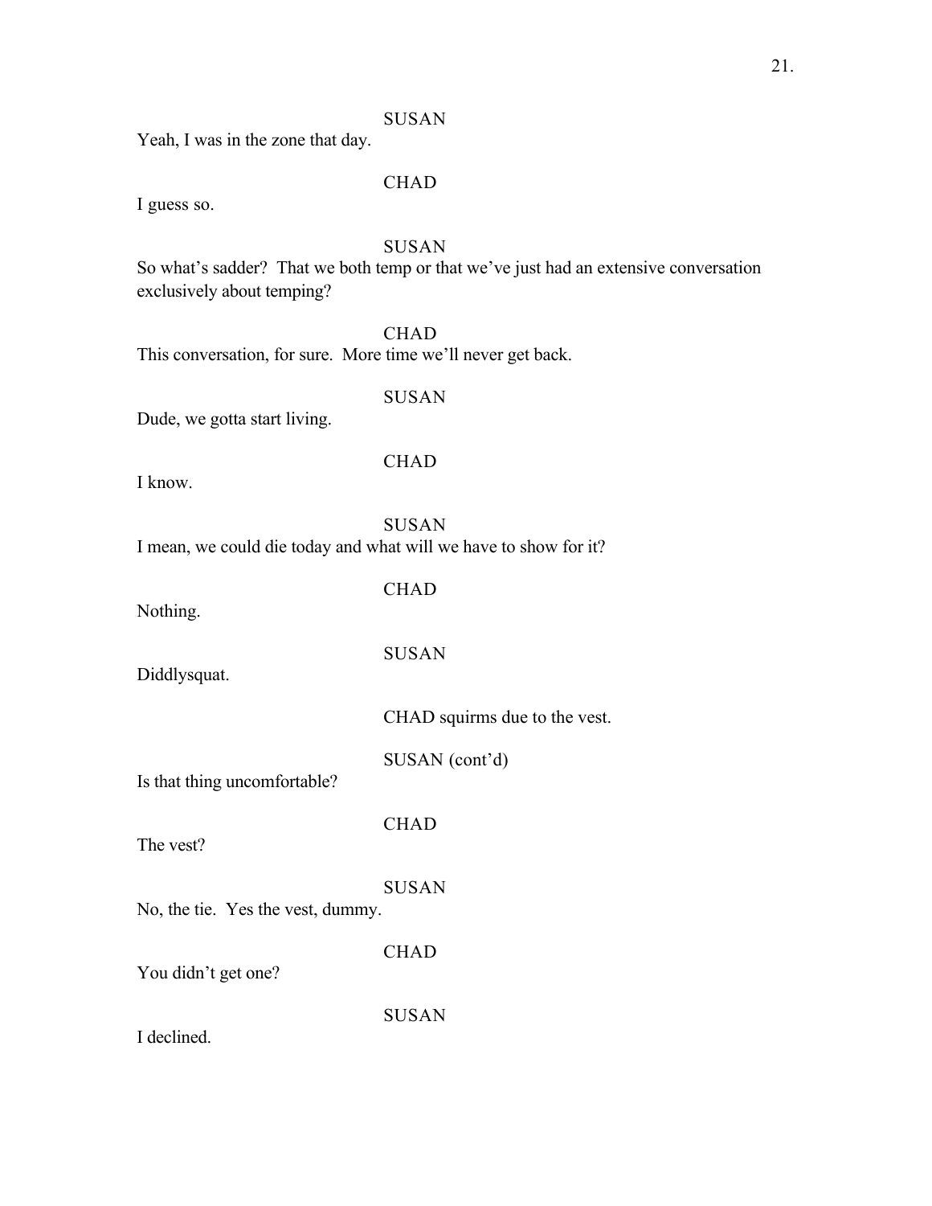SUSAN

Yeah, I was in the zone that day.

CHAD

I guess so.

SUSAN

So what's sadder? That we both temp or that we've just had an extensive conversation exclusively about temping?

CHAD

This conversation, for sure. More time we'll never get back.

SUSAN

Dude, we gotta start living.

CHAD

I know.

SUSAN

I mean, we could die today and what will we have to show for it?

CHAD

Nothing.

SUSAN

Diddlysquat.

CHAD squirms due to the vest.

SUSAN (cont'd)

Is that thing uncomfortable?

CHAD

The vest?

SUSAN

No, the tie. Yes the vest, dummy.

CHAD

You didn't get one?

SUSAN

I declined.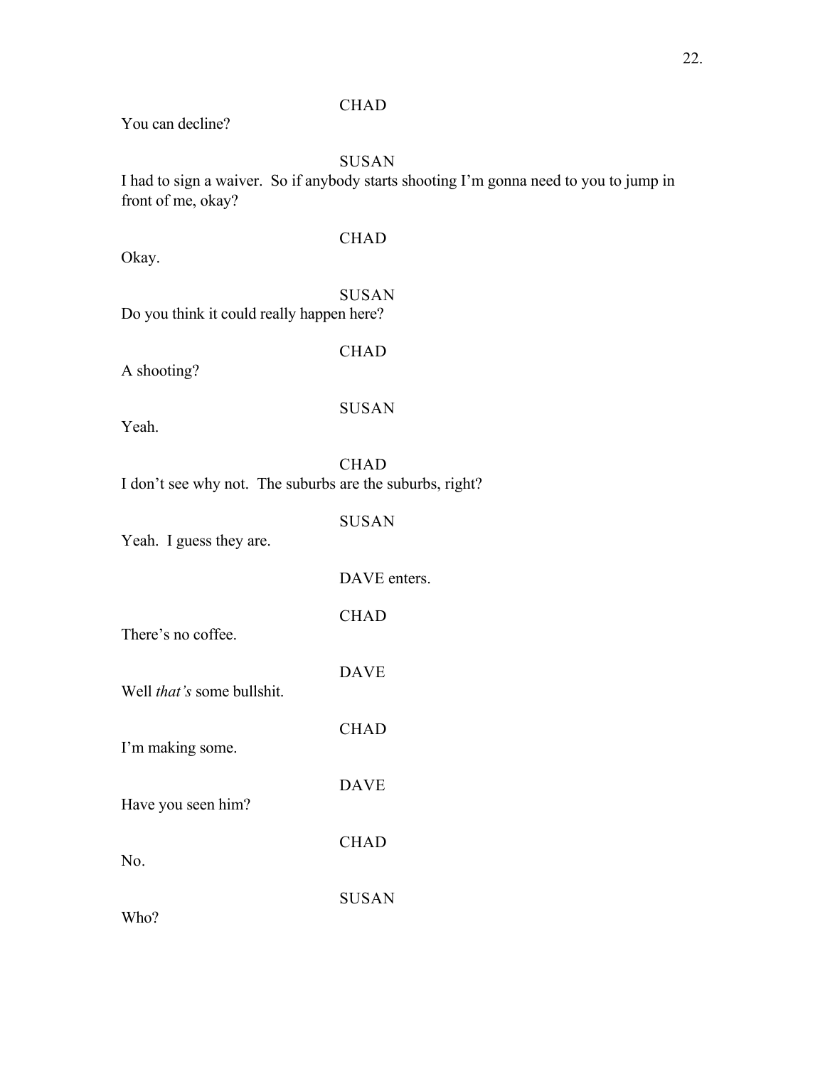CHAD

You can decline?

SUSAN

I had to sign a waiver. So if anybody starts shooting I'm gonna need to you to jump in front of me, okay?

CHAD

Okay.

SUSAN

Do you think it could really happen here?

CHAD

A shooting?

SUSAN

Yeah.

CHAD

I don't see why not. The suburbs are the suburbs, right?

SUSAN

Yeah. I guess they are.

DAVE enters.

CHAD

There's no coffee.

DAVE

Well *that's* some bullshit.

CHAD

I'm making some.

DAVE

Have you seen him?

CHAD

No.

SUSAN

Who?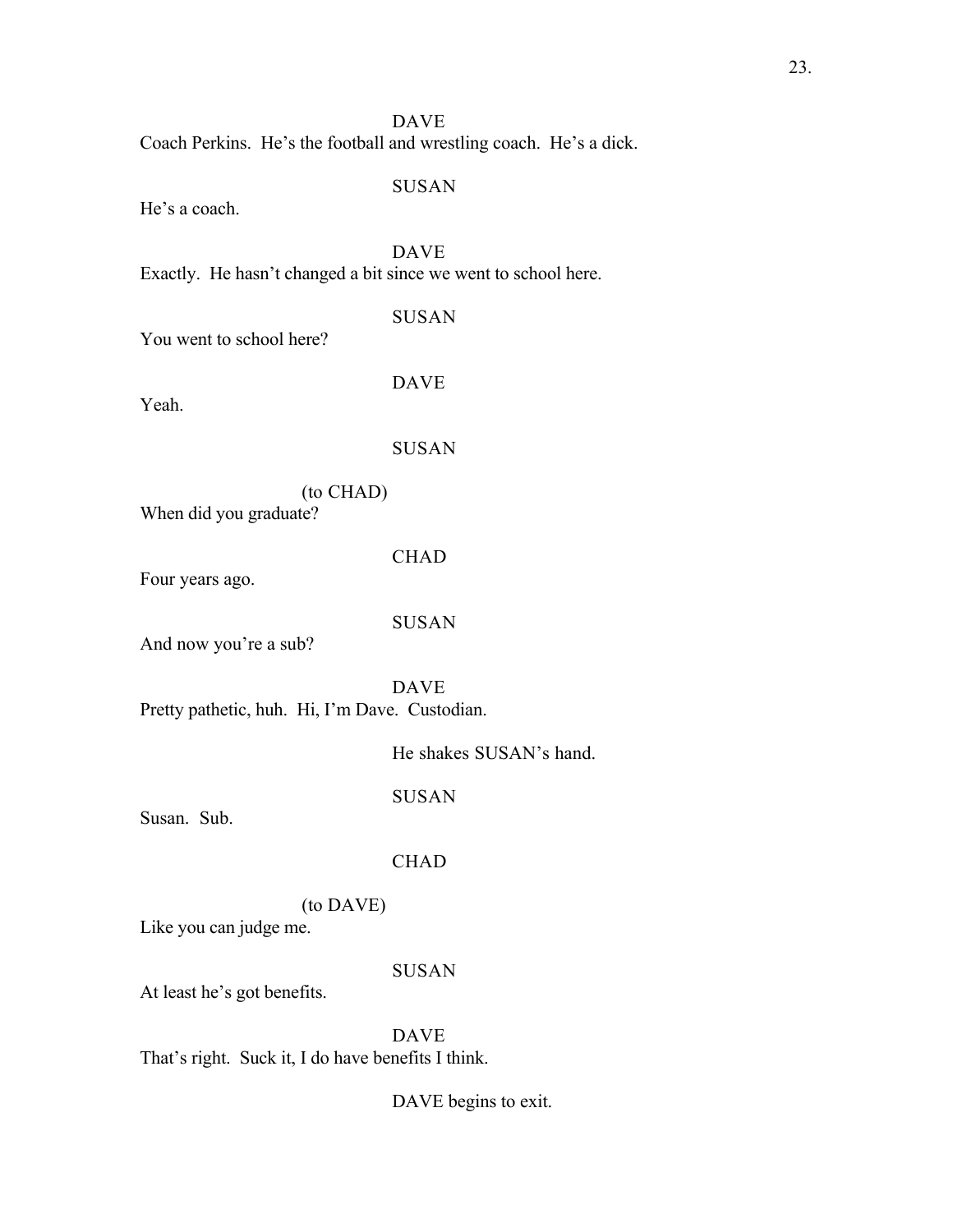DAVE

Coach Perkins. He's the football and wrestling coach. He's a dick.

SUSAN

He's a coach.

DAVE

Exactly. He hasn't changed a bit since we went to school here.

SUSAN

You went to school here?

DAVE

Yeah.

SUSAN

(to CHAD)

When did you graduate?

CHAD

Four years ago.

SUSAN

And now you're a sub?

DAVE

Pretty pathetic, huh. Hi, I'm Dave. Custodian.

He shakes SUSAN's hand.

SUSAN

Susan. Sub.

CHAD

(to DAVE)

Like you can judge me.

SUSAN

At least he's got benefits.

DAVE

That's right. Suck it, I do have benefits I think.

DAVE begins to exit.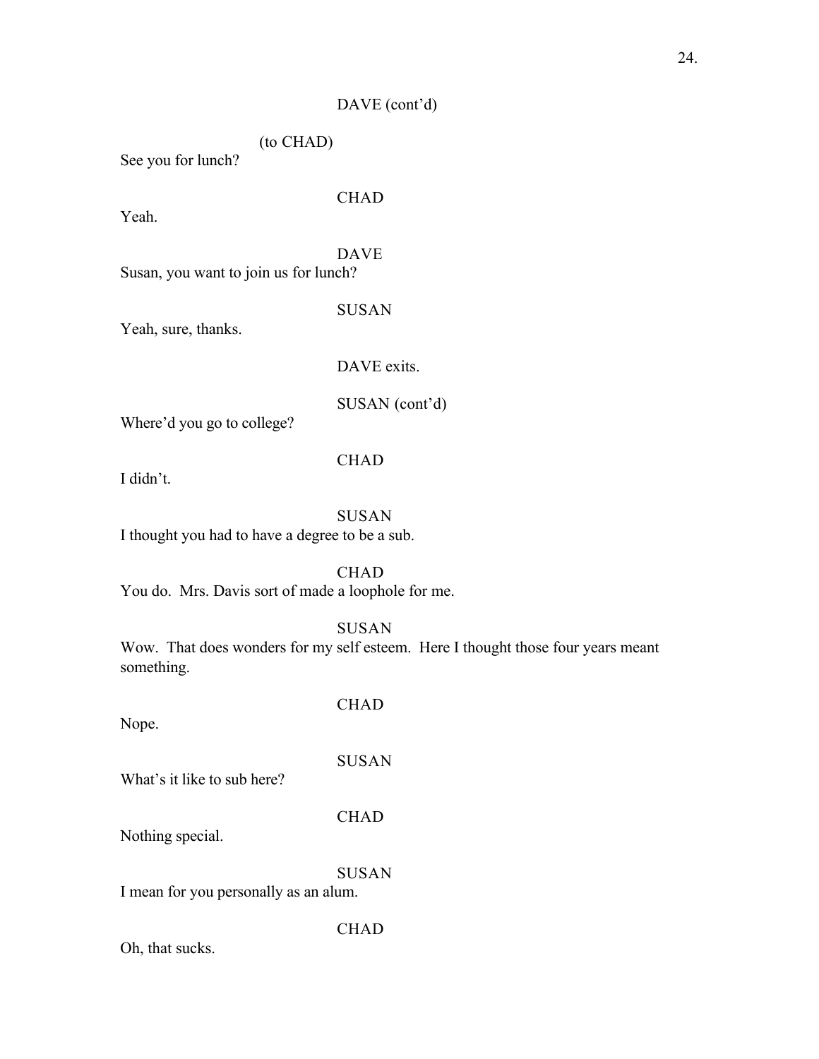DAVE (cont'd)

(to CHAD)

See you for lunch?

CHAD

Yeah.

DAVE

Susan, you want to join us for lunch?

SUSAN

Yeah, sure, thanks.

DAVE exits.

SUSAN (cont'd)

Where'd you go to college?

CHAD

I didn't.

SUSAN

I thought you had to have a degree to be a sub.

CHAD

You do. Mrs. Davis sort of made a loophole for me.

SUSAN

Wow. That does wonders for my self esteem. Here I thought those four years meant something.

CHAD

Nope.

SUSAN

What's it like to sub here?

CHAD

Nothing special.

SUSAN

I mean for you personally as an alum.

CHAD

Oh, that sucks.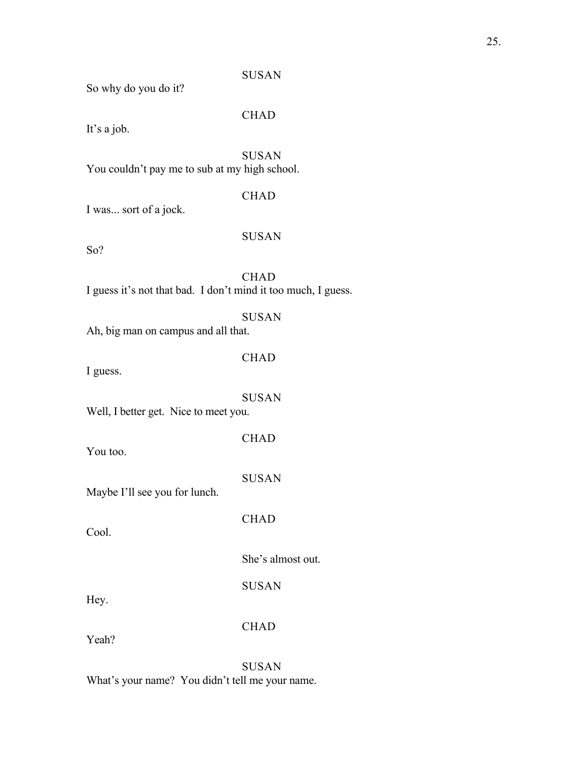SUSAN

So why do you do it?

CHAD

It's a job.

SUSAN

You couldn't pay me to sub at my high school.

CHAD

I was... sort of a jock.

SUSAN

So?

CHAD

I guess it's not that bad.  I don't mind it too much, I guess.

SUSAN

Ah, big man on campus and all that.

CHAD

I guess.

SUSAN

Well, I better get.  Nice to meet you.

CHAD

You too.

SUSAN

Maybe I'll see you for lunch.

CHAD

Cool.

She's almost out.

SUSAN

Hey.

CHAD

Yeah?

SUSAN

What's your name?  You didn't tell me your name.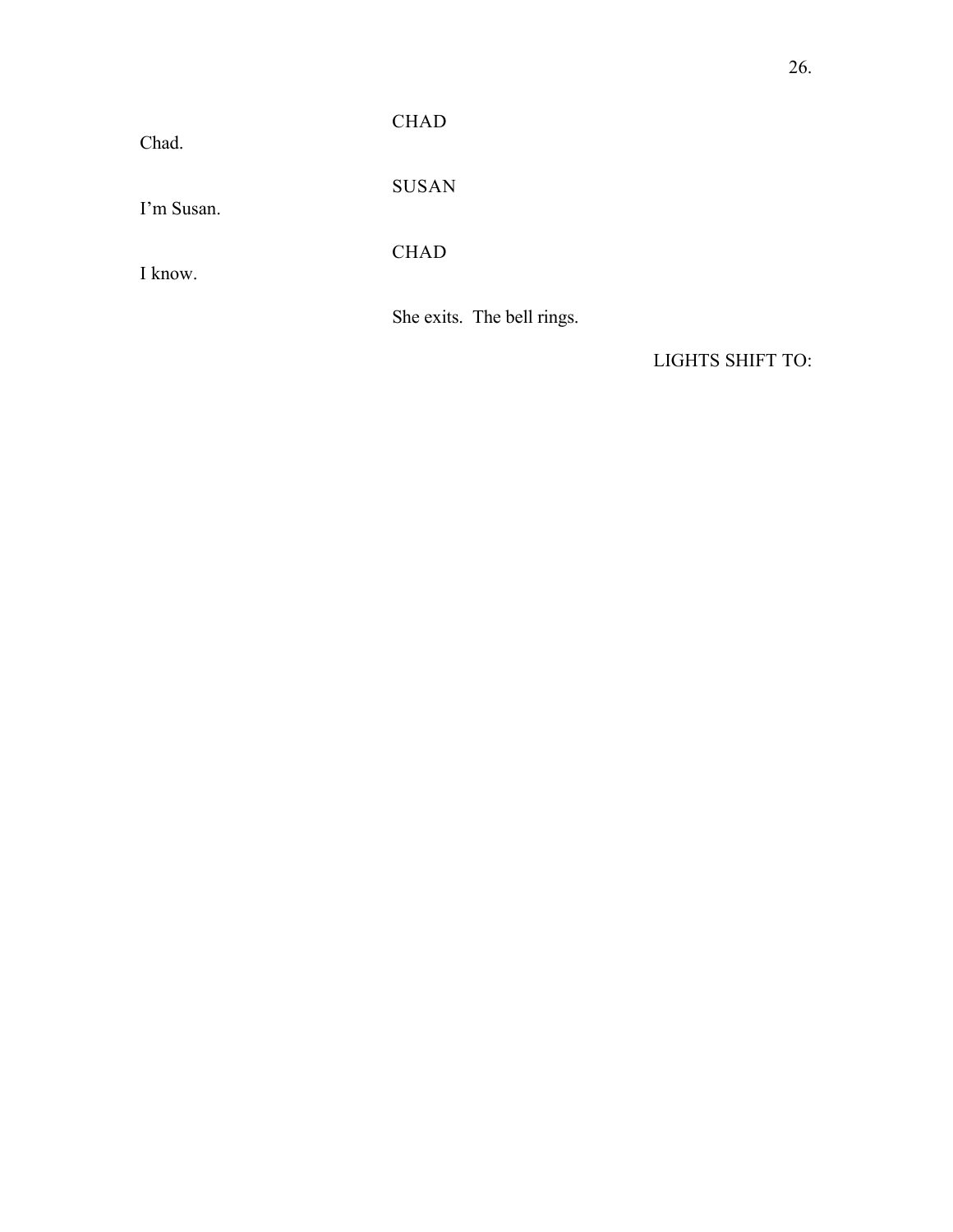CHAD

Chad.

SUSAN

I'm Susan.

CHAD

I know.

She exits. The bell rings.

LIGHTS SHIFT TO: